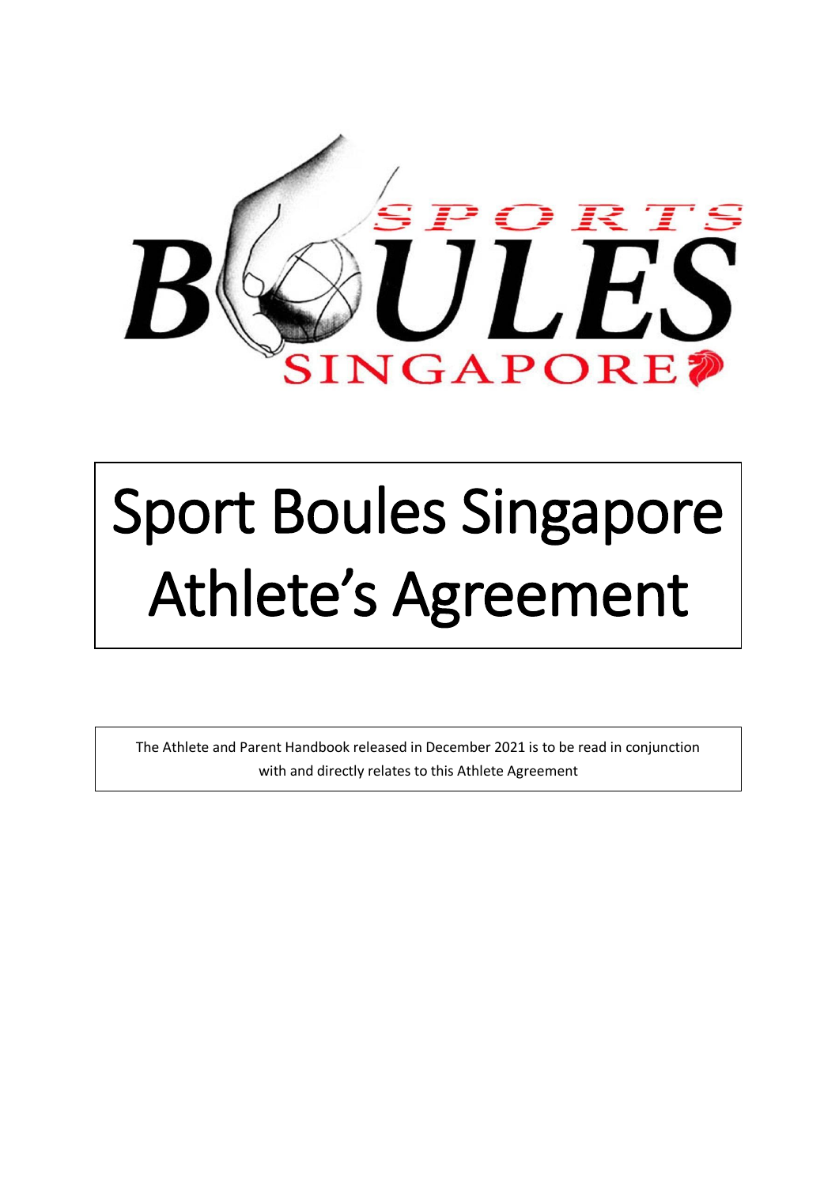# Sport Boules Singapore Athlete's Agreement

The Athlete and Parent Handbook released in December 2021 is to be read in conjunction with and directly relates to this Athlete Agreement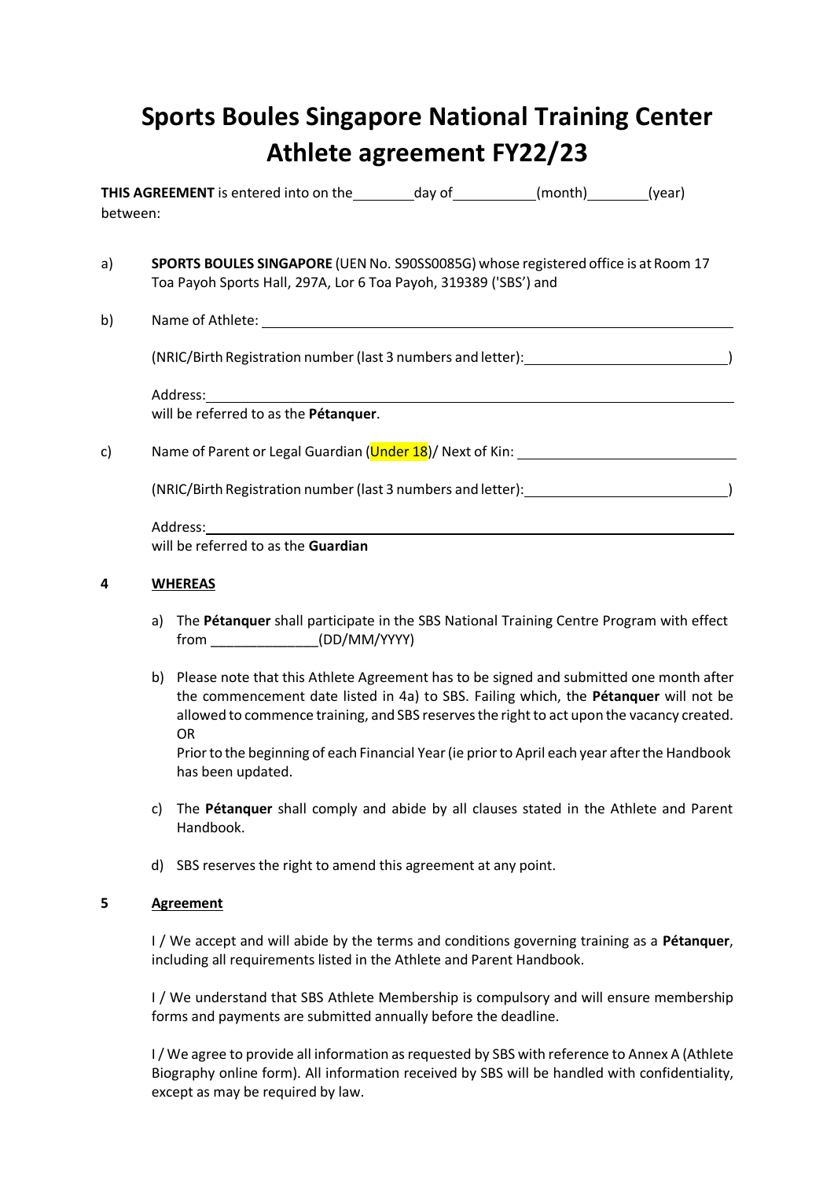# Sports Boules Singapore National Training Center Athlete agreement FY22/23

**THIS AGREEMENT** is entered into on the ________ day of __________ (month) ________ (year) between:

a) **SPORTS BOULES SINGAPORE** (UEN No. S90SS0085G) whose registered office is at Room 17 Toa Payoh Sports Hall, 297A, Lor 6 Toa Payoh, 319389 ('SBS') and

b) Name of Athlete: ______________________________________________

(NRIC/Birth Registration number (last 3 numbers and letter): ____________________)

Address: ______________________________________________
will be referred to as the **Pétanquer**.

c) Name of Parent or Legal Guardian (Under 18)/ Next of Kin: ____________________

(NRIC/Birth Registration number (last 3 numbers and letter): ____________________)

Address: ______________________________________________
will be referred to as the **Guardian**

## 4 WHEREAS

a) The **Pétanquer** shall participate in the SBS National Training Centre Program with effect from ______________(DD/MM/YYYY)

b) Please note that this Athlete Agreement has to be signed and submitted one month after the commencement date listed in 4a) to SBS. Failing which, the **Pétanquer** will not be allowed to commence training, and SBS reserves the right to act upon the vacancy created. OR
Prior to the beginning of each Financial Year (ie prior to April each year after the Handbook has been updated.

c) The **Pétanquer** shall comply and abide by all clauses stated in the Athlete and Parent Handbook.

d) SBS reserves the right to amend this agreement at any point.

## 5 Agreement

I / We accept and will abide by the terms and conditions governing training as a **Pétanquer**, including all requirements listed in the Athlete and Parent Handbook.

I / We understand that SBS Athlete Membership is compulsory and will ensure membership forms and payments are submitted annually before the deadline.

I / We agree to provide all information as requested by SBS with reference to Annex A (Athlete Biography online form). All information received by SBS will be handled with confidentiality, except as may be required by law.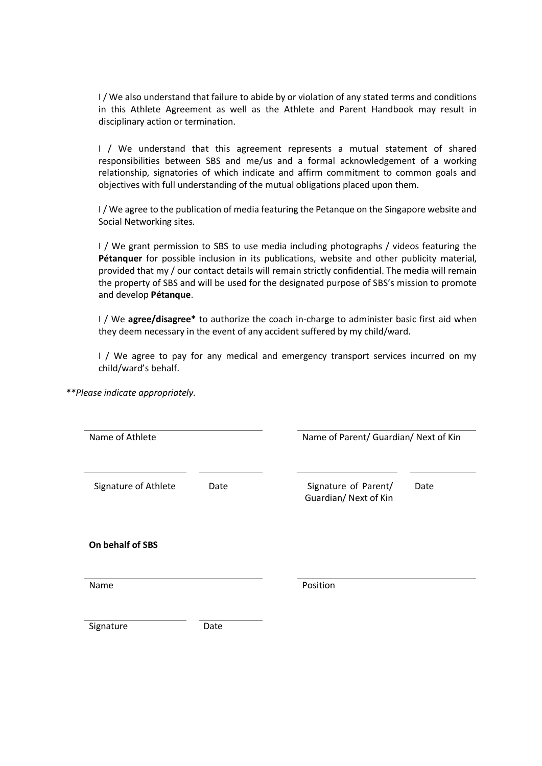I / We also understand that failure to abide by or violation of any stated terms and conditions in this Athlete Agreement as well as the Athlete and Parent Handbook may result in disciplinary action or termination.

I / We understand that this agreement represents a mutual statement of shared responsibilities between SBS and me/us and a formal acknowledgement of a working relationship, signatories of which indicate and affirm commitment to common goals and objectives with full understanding of the mutual obligations placed upon them.

I / We agree to the publication of media featuring the Petanque on the Singapore website and Social Networking sites.

I / We grant permission to SBS to use media including photographs / videos featuring the **Pétanquer** for possible inclusion in its publications, website and other publicity material, provided that my / our contact details will remain strictly confidential. The media will remain the property of SBS and will be used for the designated purpose of SBS's mission to promote and develop **Pétanque**.

I / We **agree/disagree*** to authorize the coach in-charge to administer basic first aid when they deem necessary in the event of any accident suffered by my child/ward.

I / We agree to pay for any medical and emergency transport services incurred on my child/ward's behalf.

*\*\*Please indicate appropriately.*

| | | | |
|---|---|---|---|
| Name of Athlete | | Name of Parent/ Guardian/ Next of Kin | |
| Signature of Athlete | Date | Signature of Parent/ Guardian/ Next of Kin | Date |

**On behalf of SBS**

| | | | |
|---|---|---|---|
| Name | | Position | |
| Signature | Date | | |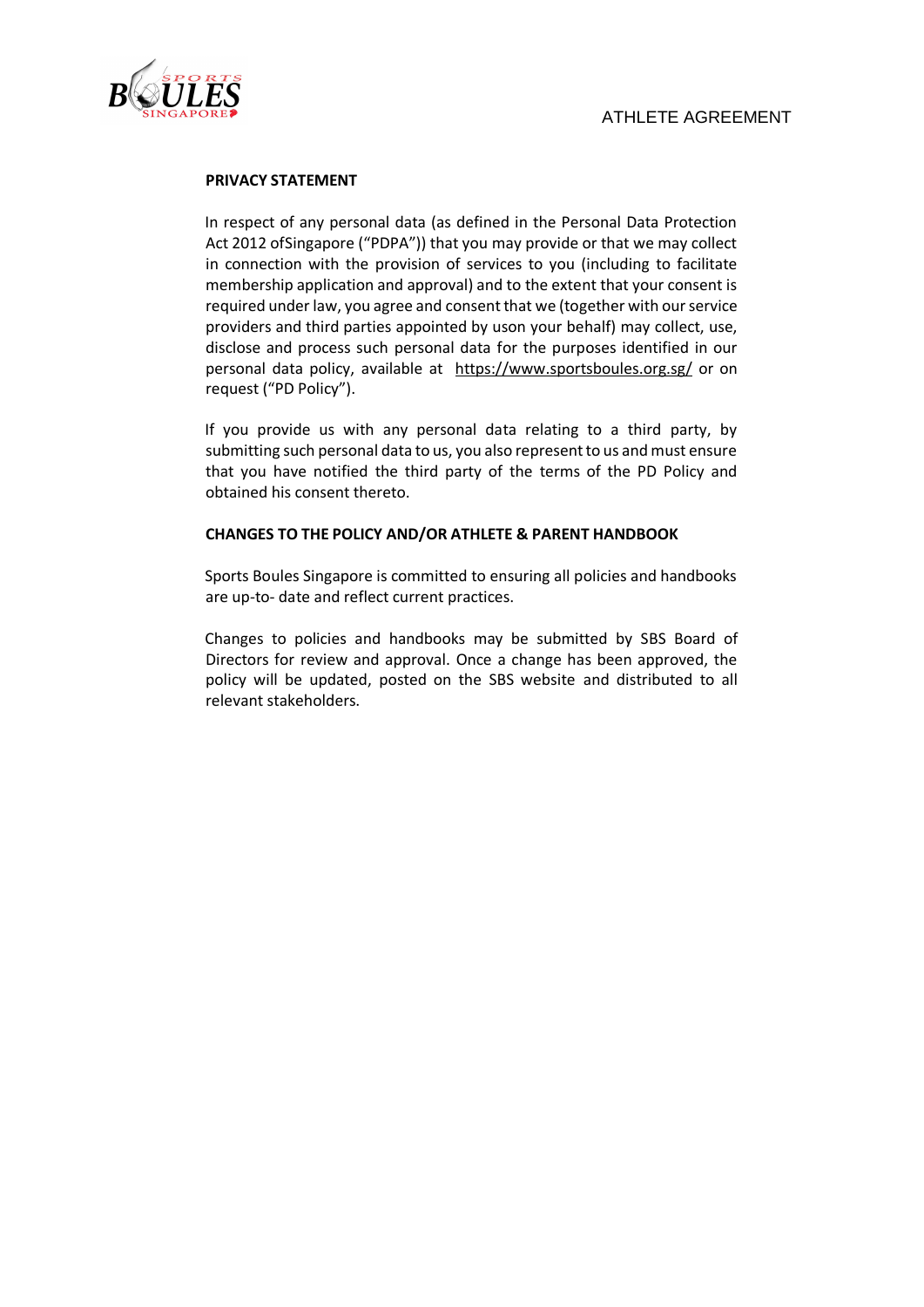**PRIVACY STATEMENT**

In respect of any personal data (as defined in the Personal Data Protection Act 2012 ofSingapore ("PDPA")) that you may provide or that we may collect in connection with the provision of services to you (including to facilitate membership application and approval) and to the extent that your consent is required under law, you agree and consent that we (together with our service providers and third parties appointed by uson your behalf) may collect, use, disclose and process such personal data for the purposes identified in our personal data policy, available at https://www.sportsboules.org.sg/ or on request ("PD Policy").

If you provide us with any personal data relating to a third party, by submitting such personal data to us, you also represent to us and must ensure that you have notified the third party of the terms of the PD Policy and obtained his consent thereto.

**CHANGES TO THE POLICY AND/OR ATHLETE & PARENT HANDBOOK**

Sports Boules Singapore is committed to ensuring all policies and handbooks are up-to- date and reflect current practices.

Changes to policies and handbooks may be submitted by SBS Board of Directors for review and approval. Once a change has been approved, the policy will be updated, posted on the SBS website and distributed to all relevant stakeholders.